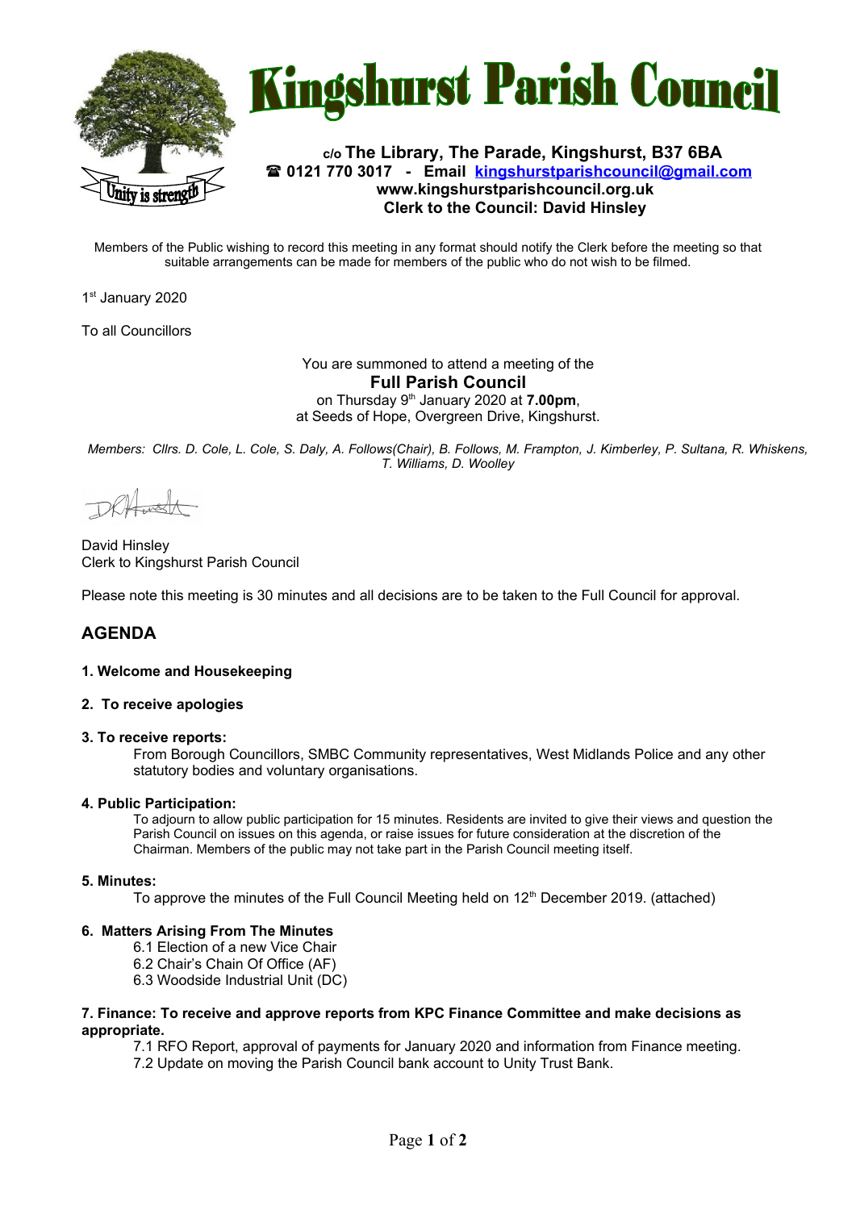# Kingshurst Parish Council

**c/o The Library, The Parade, Kingshurst, B37 6BA**
**☎ 0121 770 3017 - Email kingshurstparishcouncil@gmail.com**
**www.kingshurstparishcouncil.org.uk**
**Clerk to the Council: David Hinsley**

Members of the Public wishing to record this meeting in any format should notify the Clerk before the meeting so that suitable arrangements can be made for members of the public who do not wish to be filmed.

1st January 2020

To all Councillors

You are summoned to attend a meeting of the

**Full Parish Council**

on Thursday 9th January 2020 at **7.00pm**,
at Seeds of Hope, Overgreen Drive, Kingshurst.

*Members: Cllrs. D. Cole, L. Cole, S. Daly, A. Follows(Chair), B. Follows, M. Frampton, J. Kimberley, P. Sultana, R. Whiskens, T. Williams, D. Woolley*

David Hinsley
Clerk to Kingshurst Parish Council

Please note this meeting is 30 minutes and all decisions are to be taken to the Full Council for approval.

## AGENDA

**1. Welcome and Housekeeping**

**2. To receive apologies**

**3. To receive reports:**

From Borough Councillors, SMBC Community representatives, West Midlands Police and any other statutory bodies and voluntary organisations.

**4. Public Participation:**

To adjourn to allow public participation for 15 minutes. Residents are invited to give their views and question the Parish Council on issues on this agenda, or raise issues for future consideration at the discretion of the Chairman. Members of the public may not take part in the Parish Council meeting itself.

**5. Minutes:**

To approve the minutes of the Full Council Meeting held on 12th December 2019. (attached)

**6. Matters Arising From The Minutes**

6.1 Election of a new Vice Chair
6.2 Chair's Chain Of Office (AF)
6.3 Woodside Industrial Unit (DC)

**7. Finance: To receive and approve reports from KPC Finance Committee and make decisions as appropriate.**

7.1 RFO Report, approval of payments for January 2020 and information from Finance meeting.
7.2 Update on moving the Parish Council bank account to Unity Trust Bank.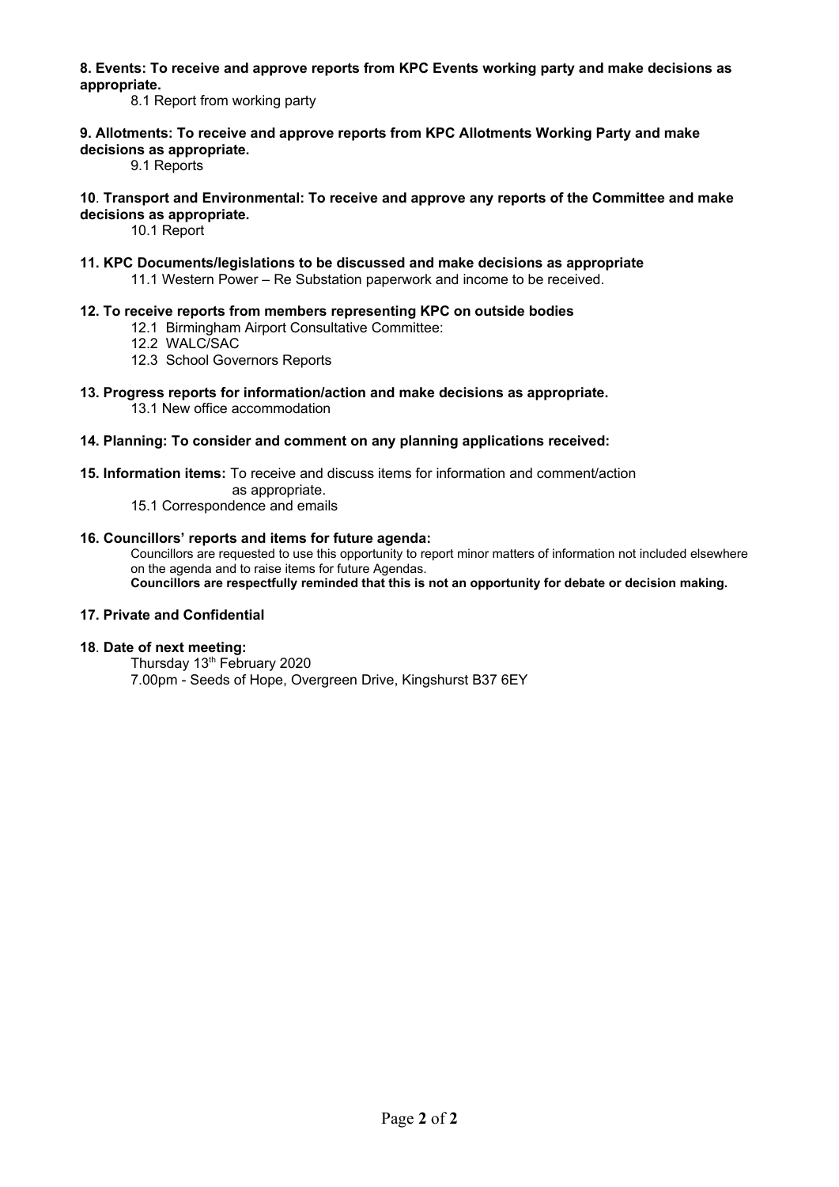**8. Events: To receive and approve reports from KPC Events working party and make decisions as appropriate.**

8.1 Report from working party

**9. Allotments: To receive and approve reports from KPC Allotments Working Party and make decisions as appropriate.**

9.1 Reports

**10**. **Transport and Environmental: To receive and approve any reports of the Committee and make decisions as appropriate.**

10.1 Report

**11. KPC Documents/legislations to be discussed and make decisions as appropriate**

11.1 Western Power – Re Substation paperwork and income to be received.

**12. To receive reports from members representing KPC on outside bodies**

12.1 Birmingham Airport Consultative Committee:

12.2 WALC/SAC

12.3 School Governors Reports

**13. Progress reports for information/action and make decisions as appropriate.**

13.1 New office accommodation

**14. Planning: To consider and comment on any planning applications received:**

**15. Information items:** To receive and discuss items for information and comment/action as appropriate.

15.1 Correspondence and emails

**16. Councillors' reports and items for future agenda:**

Councillors are requested to use this opportunity to report minor matters of information not included elsewhere on the agenda and to raise items for future Agendas.

**Councillors are respectfully reminded that this is not an opportunity for debate or decision making.**

**17. Private and Confidential**

**18**. **Date of next meeting:**

Thursday 13th February 2020

7.00pm - Seeds of Hope, Overgreen Drive, Kingshurst B37 6EY